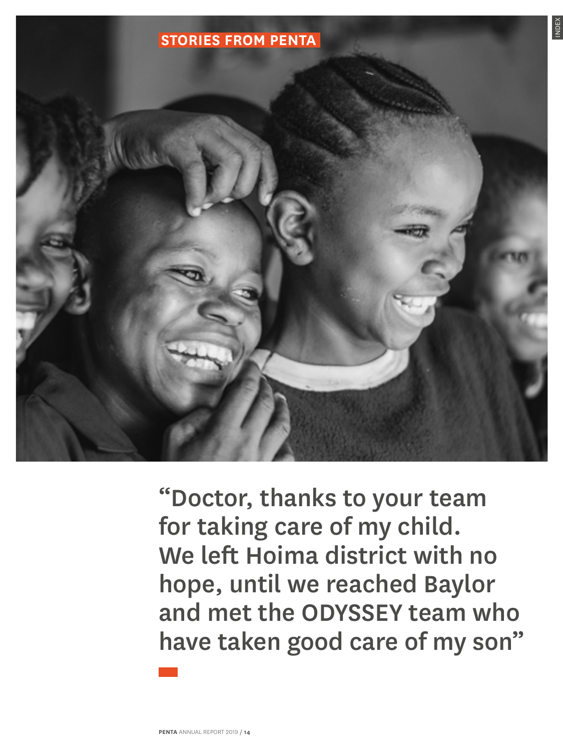STORIES FROM PENTA

"Doctor, thanks to your team for taking care of my child. We left Hoima district with no hope, until we reached Baylor and met the ODYSSEY team who have taken good care of my son"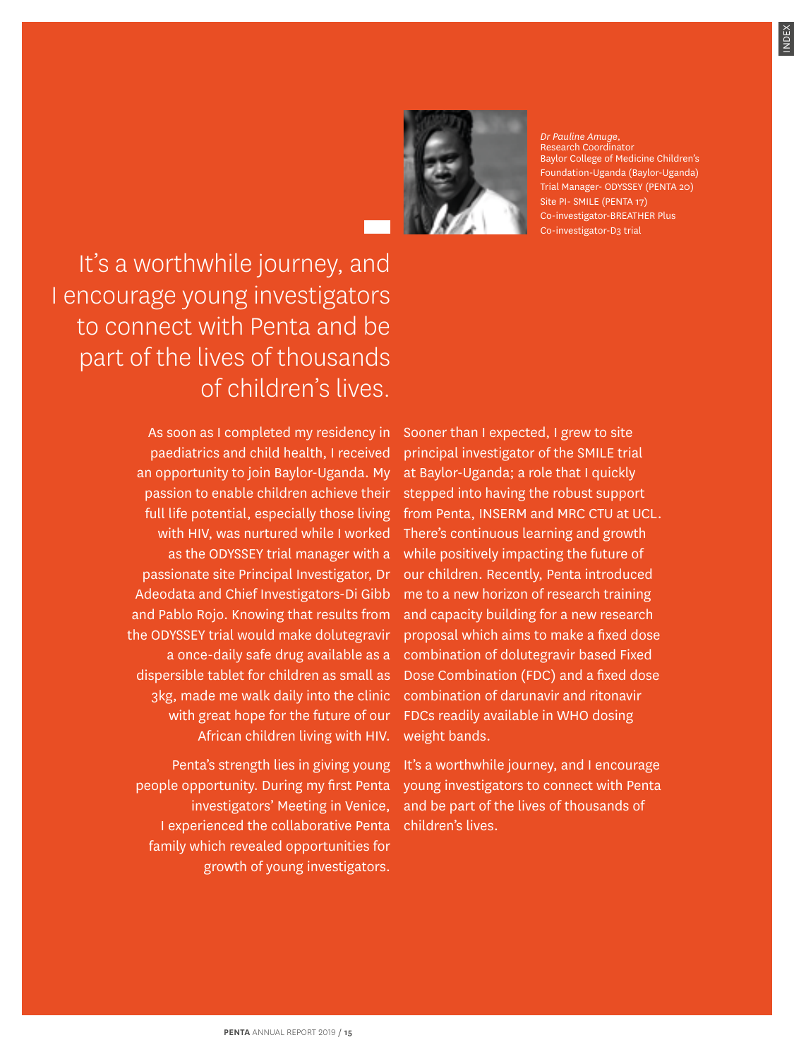*Dr Pauline Amuge,*
Research Coordinator
Baylor College of Medicine Children's Foundation-Uganda (Baylor-Uganda)
Trial Manager- ODYSSEY (PENTA 20)
Site PI- SMILE (PENTA 17)
Co-investigator-BREATHER Plus
Co-investigator-D3 trial

## It's a worthwhile journey, and I encourage young investigators to connect with Penta and be part of the lives of thousands of children's lives.

As soon as I completed my residency in paediatrics and child health, I received an opportunity to join Baylor-Uganda. My passion to enable children achieve their full life potential, especially those living with HIV, was nurtured while I worked as the ODYSSEY trial manager with a passionate site Principal Investigator, Dr Adeodata and Chief Investigators-Di Gibb and Pablo Rojo. Knowing that results from the ODYSSEY trial would make dolutegravir a once-daily safe drug available as a dispersible tablet for children as small as 3kg, made me walk daily into the clinic with great hope for the future of our African children living with HIV.

Penta's strength lies in giving young people opportunity. During my first Penta investigators' Meeting in Venice, I experienced the collaborative Penta family which revealed opportunities for growth of young investigators.

Sooner than I expected, I grew to site principal investigator of the SMILE trial at Baylor-Uganda; a role that I quickly stepped into having the robust support from Penta, INSERM and MRC CTU at UCL. There's continuous learning and growth while positively impacting the future of our children. Recently, Penta introduced me to a new horizon of research training and capacity building for a new research proposal which aims to make a fixed dose combination of dolutegravir based Fixed Dose Combination (FDC) and a fixed dose combination of darunavir and ritonavir FDCs readily available in WHO dosing weight bands.

It's a worthwhile journey, and I encourage young investigators to connect with Penta and be part of the lives of thousands of children's lives.